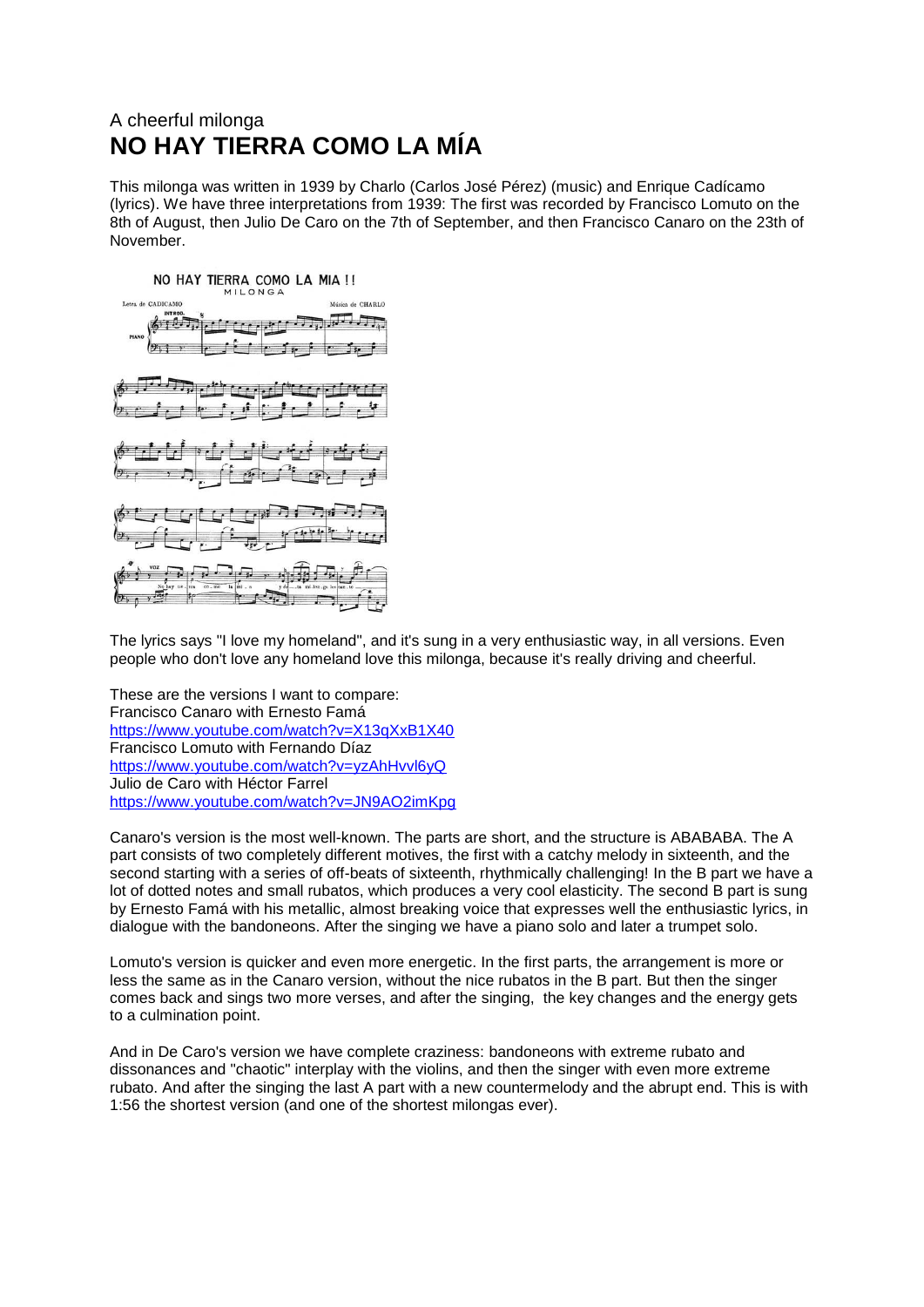A cheerful milonga

# NO HAY TIERRA COMO LA MÍA

This milonga was written in 1939 by Charlo (Carlos José Pérez) (music) and Enrique Cadícamo (lyrics). We have three interpretations from 1939: The first was recorded by Francisco Lomuto on the 8th of August, then Julio De Caro on the 7th of September, and then Francisco Canaro on the 23th of November.

The lyrics says "I love my homeland", and it's sung in a very enthusiastic way, in all versions. Even people who don't love any homeland love this milonga, because it's really driving and cheerful.

These are the versions I want to compare:
Francisco Canaro with Ernesto Famá
https://www.youtube.com/watch?v=X13qXxB1X40
Francisco Lomuto with Fernando Díaz
https://www.youtube.com/watch?v=yzAhHvvl6yQ
Julio de Caro with Héctor Farrel
https://www.youtube.com/watch?v=JN9AO2imKpg

Canaro's version is the most well-known. The parts are short, and the structure is ABABABA. The A part consists of two completely different motives, the first with a catchy melody in sixteenth, and the second starting with a series of off-beats of sixteenth, rhythmically challenging! In the B part we have a lot of dotted notes and small rubatos, which produces a very cool elasticity. The second B part is sung by Ernesto Famá with his metallic, almost breaking voice that expresses well the enthusiastic lyrics, in dialogue with the bandoneons. After the singing we have a piano solo and later a trumpet solo.

Lomuto's version is quicker and even more energetic. In the first parts, the arrangement is more or less the same as in the Canaro version, without the nice rubatos in the B part. But then the singer comes back and sings two more verses, and after the singing, the key changes and the energy gets to a culmination point.

And in De Caro's version we have complete craziness: bandoneons with extreme rubato and dissonances and "chaotic" interplay with the violins, and then the singer with even more extreme rubato. And after the singing the last A part with a new countermelody and the abrupt end. This is with 1:56 the shortest version (and one of the shortest milongas ever).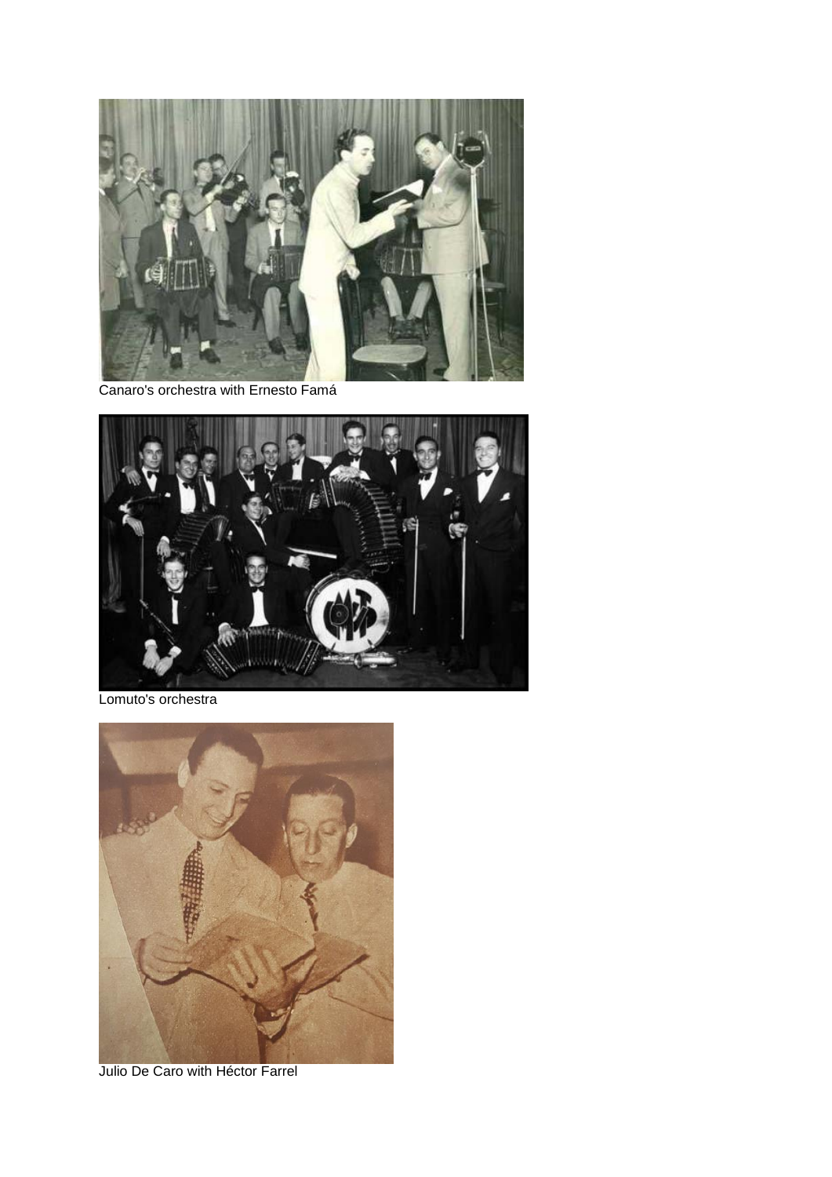Canaro's orchestra with Ernesto Famá

Lomuto's orchestra

Julio De Caro with Héctor Farrel